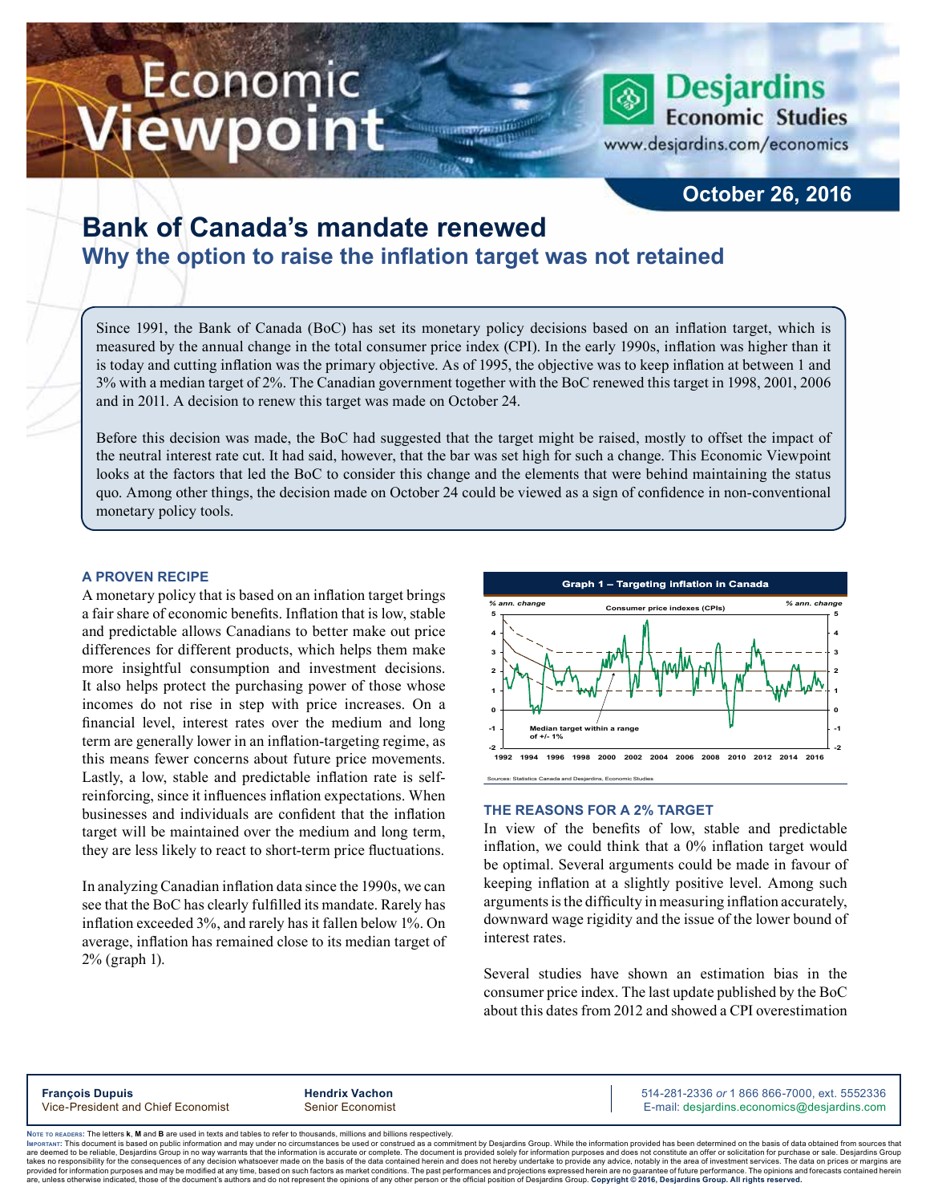# Bank of Canada's mandate renewed

## Why the option to raise the inflation target was not retained

October 26, 2016

Since 1991, the Bank of Canada (BoC) has set its monetary policy decisions based on an inflation target, which is measured by the annual change in the total consumer price index (CPI). In the early 1990s, inflation was higher than it is today and cutting inflation was the primary objective. As of 1995, the objective was to keep inflation at between 1 and 3% with a median target of 2%. The Canadian government together with the BoC renewed this target in 1998, 2001, 2006 and in 2011. A decision to renew this target was made on October 24.

Before this decision was made, the BoC had suggested that the target might be raised, mostly to offset the impact of the neutral interest rate cut. It had said, however, that the bar was set high for such a change. This Economic Viewpoint looks at the factors that led the BoC to consider this change and the elements that were behind maintaining the status quo. Among other things, the decision made on October 24 could be viewed as a sign of confidence in non-conventional monetary policy tools.

### A PROVEN RECIPE

A monetary policy that is based on an inflation target brings a fair share of economic benefits. Inflation that is low, stable and predictable allows Canadians to better make out price differences for different products, which helps them make more insightful consumption and investment decisions. It also helps protect the purchasing power of those whose incomes do not rise in step with price increases. On a financial level, interest rates over the medium and long term are generally lower in an inflation-targeting regime, as this means fewer concerns about future price movements. Lastly, a low, stable and predictable inflation rate is self-reinforcing, since it influences inflation expectations. When businesses and individuals are confident that the inflation target will be maintained over the medium and long term, they are less likely to react to short-term price fluctuations.

In analyzing Canadian inflation data since the 1990s, we can see that the BoC has clearly fulfilled its mandate. Rarely has inflation exceeded 3%, and rarely has it fallen below 1%. On average, inflation has remained close to its median target of 2% (graph 1).

**Graph 1 – Targeting inflation in Canada**

Consumer price indexes (CPIs), % ann. change, 1992–2016. Median target within a range of +/- 1%

Sources: Statistics Canada and Desjardins, Economic Studies

### THE REASONS FOR A 2% TARGET

In view of the benefits of low, stable and predictable inflation, we could think that a 0% inflation target would be optimal. Several arguments could be made in favour of keeping inflation at a slightly positive level. Among such arguments is the difficulty in measuring inflation accurately, downward wage rigidity and the issue of the lower bound of interest rates.

Several studies have shown an estimation bias in the consumer price index. The last update published by the BoC about this dates from 2012 and showed a CPI overestimation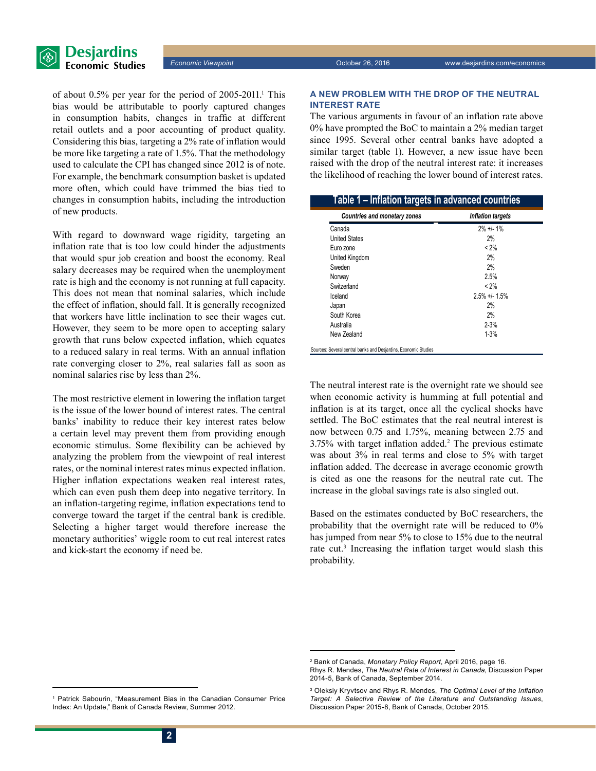of about 0.5% per year for the period of 2005-2011.[1] This bias would be attributable to poorly captured changes in consumption habits, changes in traffic at different retail outlets and a poor accounting of product quality. Considering this bias, targeting a 2% rate of inflation would be more like targeting a rate of 1.5%. That the methodology used to calculate the CPI has changed since 2012 is of note. For example, the benchmark consumption basket is updated more often, which could have trimmed the bias tied to changes in consumption habits, including the introduction of new products.

With regard to downward wage rigidity, targeting an inflation rate that is too low could hinder the adjustments that would spur job creation and boost the economy. Real salary decreases may be required when the unemployment rate is high and the economy is not running at full capacity. This does not mean that nominal salaries, which include the effect of inflation, should fall. It is generally recognized that workers have little inclination to see their wages cut. However, they seem to be more open to accepting salary growth that runs below expected inflation, which equates to a reduced salary in real terms. With an annual inflation rate converging closer to 2%, real salaries fall as soon as nominal salaries rise by less than 2%.

The most restrictive element in lowering the inflation target is the issue of the lower bound of interest rates. The central banks' inability to reduce their key interest rates below a certain level may prevent them from providing enough economic stimulus. Some flexibility can be achieved by analyzing the problem from the viewpoint of real interest rates, or the nominal interest rates minus expected inflation. Higher inflation expectations weaken real interest rates, which can even push them deep into negative territory. In an inflation-targeting regime, inflation expectations tend to converge toward the target if the central bank is credible. Selecting a higher target would therefore increase the monetary authorities' wiggle room to cut real interest rates and kick-start the economy if need be.

## A NEW PROBLEM WITH THE DROP OF THE NEUTRAL INTEREST RATE

The various arguments in favour of an inflation rate above 0% have prompted the BoC to maintain a 2% median target since 1995. Several other central banks have adopted a similar target (table 1). However, a new issue have been raised with the drop of the neutral interest rate: it increases the likelihood of reaching the lower bound of interest rates.

**Table 1 – Inflation targets in advanced countries**

| *Countries and monetary zones* | *Inflation targets* |
|---|---|
| Canada | 2% +/- 1% |
| United States | 2% |
| Euro zone | < 2% |
| United Kingdom | 2% |
| Sweden | 2% |
| Norway | 2.5% |
| Switzerland | < 2% |
| Iceland | 2.5% +/- 1.5% |
| Japan | 2% |
| South Korea | 2% |
| Australia | 2-3% |
| New Zealand | 1-3% |

Sources: Several central banks and Desjardins, Economic Studies

The neutral interest rate is the overnight rate we should see when economic activity is humming at full potential and inflation is at its target, once all the cyclical shocks have settled. The BoC estimates that the real neutral interest is now between 0.75 and 1.75%, meaning between 2.75 and 3.75% with target inflation added.[2] The previous estimate was about 3% in real terms and close to 5% with target inflation added. The decrease in average economic growth is cited as one the reasons for the neutral rate cut. The increase in the global savings rate is also singled out.

Based on the estimates conducted by BoC researchers, the probability that the overnight rate will be reduced to 0% has jumped from near 5% to close to 15% due to the neutral rate cut.[3] Increasing the inflation target would slash this probability.

---

[1] Patrick Sabourin, "Measurement Bias in the Canadian Consumer Price Index: An Update," Bank of Canada Review, Summer 2012.

[2] Bank of Canada, *Monetary Policy Report*, April 2016, page 16.
Rhys R. Mendes, *The Neutral Rate of Interest in Canada*, Discussion Paper 2014-5, Bank of Canada, September 2014.

[3] Oleksiy Kryvtsov and Rhys R. Mendes, *The Optimal Level of the Inflation Target: A Selective Review of the Literature and Outstanding Issues*, Discussion Paper 2015-8, Bank of Canada, October 2015.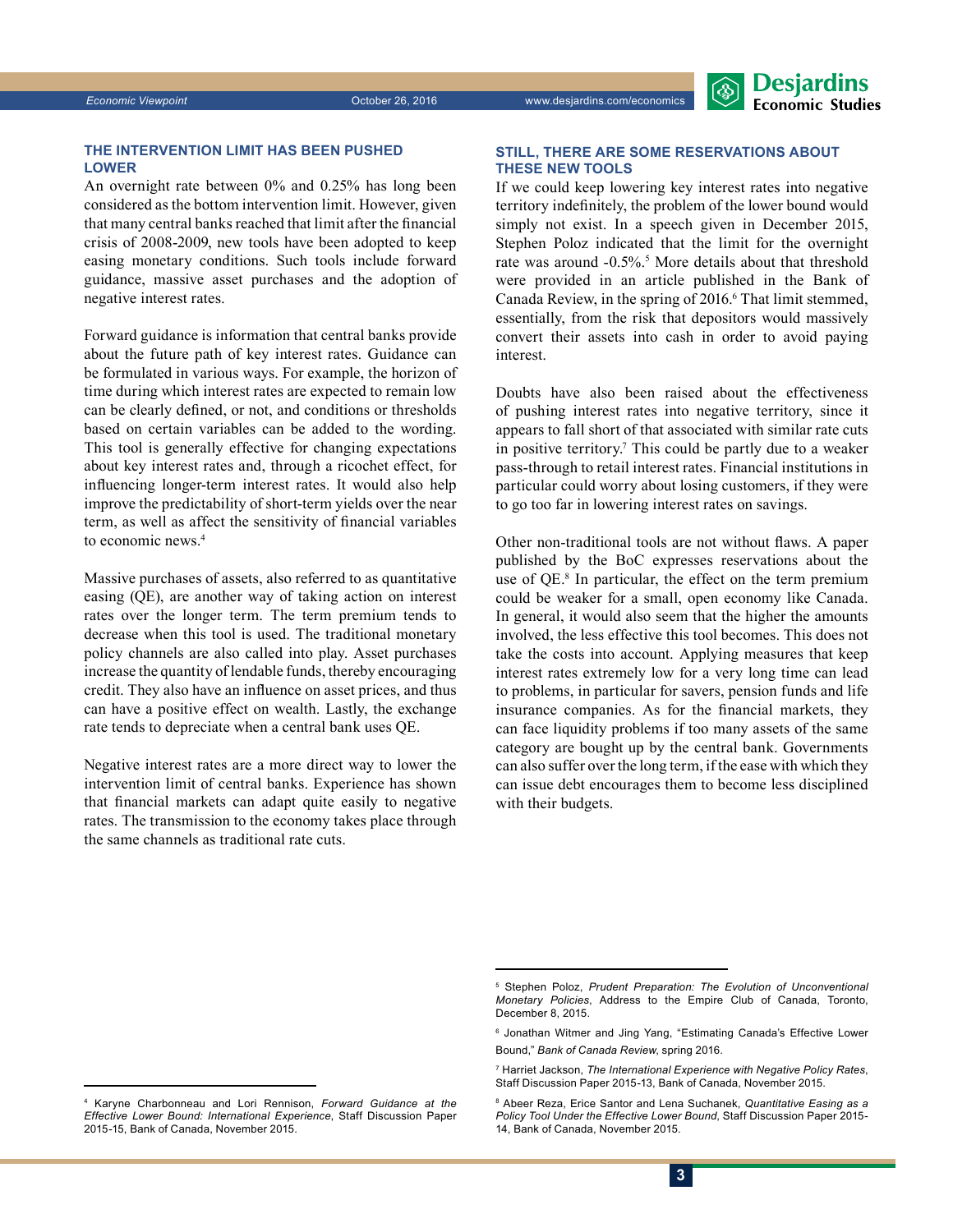## THE INTERVENTION LIMIT HAS BEEN PUSHED LOWER

An overnight rate between 0% and 0.25% has long been considered as the bottom intervention limit. However, given that many central banks reached that limit after the financial crisis of 2008-2009, new tools have been adopted to keep easing monetary conditions. Such tools include forward guidance, massive asset purchases and the adoption of negative interest rates.

Forward guidance is information that central banks provide about the future path of key interest rates. Guidance can be formulated in various ways. For example, the horizon of time during which interest rates are expected to remain low can be clearly defined, or not, and conditions or thresholds based on certain variables can be added to the wording. This tool is generally effective for changing expectations about key interest rates and, through a ricochet effect, for influencing longer-term interest rates. It would also help improve the predictability of short-term yields over the near term, as well as affect the sensitivity of financial variables to economic news.[4]

Massive purchases of assets, also referred to as quantitative easing (QE), are another way of taking action on interest rates over the longer term. The term premium tends to decrease when this tool is used. The traditional monetary policy channels are also called into play. Asset purchases increase the quantity of lendable funds, thereby encouraging credit. They also have an influence on asset prices, and thus can have a positive effect on wealth. Lastly, the exchange rate tends to depreciate when a central bank uses QE.

Negative interest rates are a more direct way to lower the intervention limit of central banks. Experience has shown that financial markets can adapt quite easily to negative rates. The transmission to the economy takes place through the same channels as traditional rate cuts.

## STILL, THERE ARE SOME RESERVATIONS ABOUT THESE NEW TOOLS

If we could keep lowering key interest rates into negative territory indefinitely, the problem of the lower bound would simply not exist. In a speech given in December 2015, Stephen Poloz indicated that the limit for the overnight rate was around -0.5%.[5] More details about that threshold were provided in an article published in the Bank of Canada Review, in the spring of 2016.[6] That limit stemmed, essentially, from the risk that depositors would massively convert their assets into cash in order to avoid paying interest.

Doubts have also been raised about the effectiveness of pushing interest rates into negative territory, since it appears to fall short of that associated with similar rate cuts in positive territory.[7] This could be partly due to a weaker pass-through to retail interest rates. Financial institutions in particular could worry about losing customers, if they were to go too far in lowering interest rates on savings.

Other non-traditional tools are not without flaws. A paper published by the BoC expresses reservations about the use of QE.[8] In particular, the effect on the term premium could be weaker for a small, open economy like Canada. In general, it would also seem that the higher the amounts involved, the less effective this tool becomes. This does not take the costs into account. Applying measures that keep interest rates extremely low for a very long time can lead to problems, in particular for savers, pension funds and life insurance companies. As for the financial markets, they can face liquidity problems if too many assets of the same category are bought up by the central bank. Governments can also suffer over the long term, if the ease with which they can issue debt encourages them to become less disciplined with their budgets.

---

[4] Karyne Charbonneau and Lori Rennison, *Forward Guidance at the Effective Lower Bound: International Experience*, Staff Discussion Paper 2015-15, Bank of Canada, November 2015.

[5] Stephen Poloz, *Prudent Preparation: The Evolution of Unconventional Monetary Policies*, Address to the Empire Club of Canada, Toronto, December 8, 2015.

[6] Jonathan Witmer and Jing Yang, "Estimating Canada's Effective Lower Bound," *Bank of Canada Review*, spring 2016.

[7] Harriet Jackson, *The International Experience with Negative Policy Rates*, Staff Discussion Paper 2015-13, Bank of Canada, November 2015.

[8] Abeer Reza, Erice Santor and Lena Suchanek, *Quantitative Easing as a Policy Tool Under the Effective Lower Bound*, Staff Discussion Paper 2015-14, Bank of Canada, November 2015.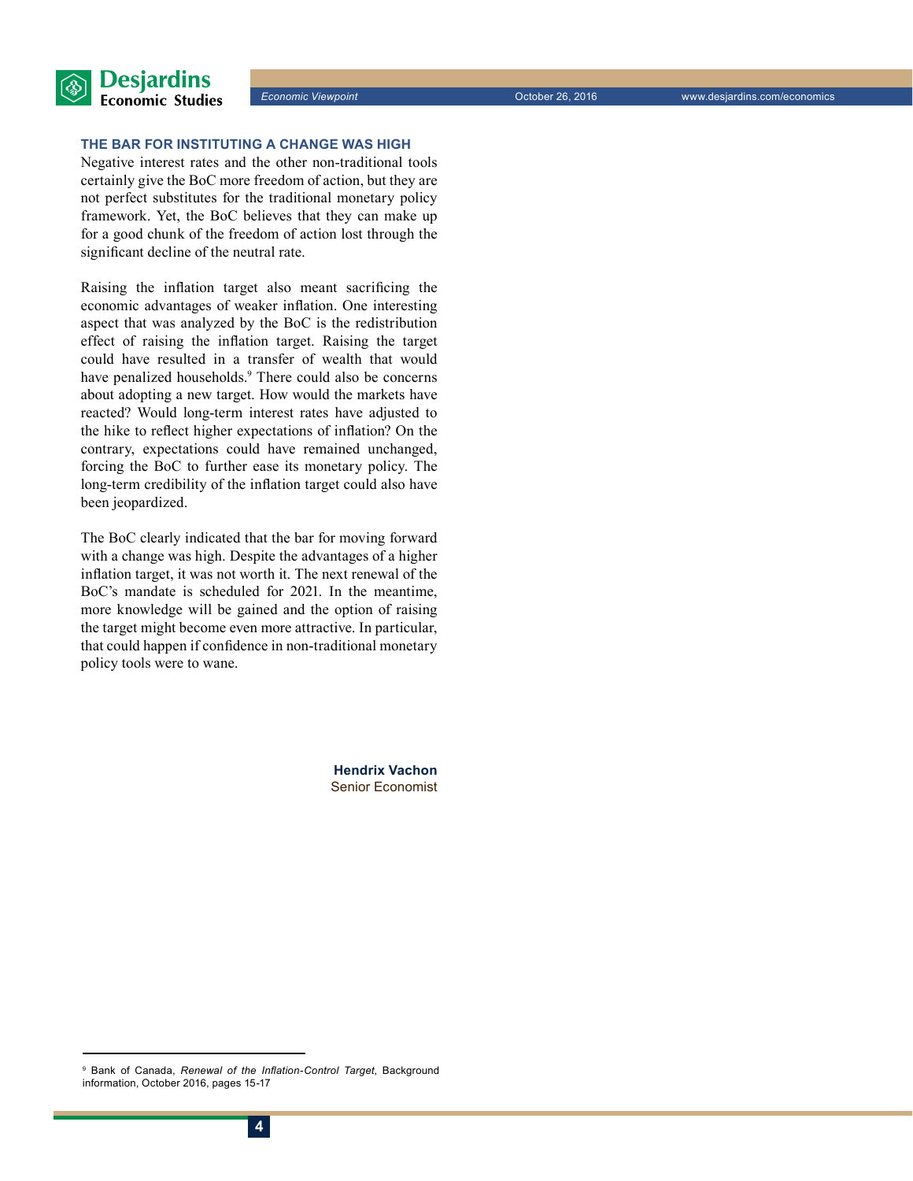### THE BAR FOR INSTITUTING A CHANGE WAS HIGH

Negative interest rates and the other non-traditional tools certainly give the BoC more freedom of action, but they are not perfect substitutes for the traditional monetary policy framework. Yet, the BoC believes that they can make up for a good chunk of the freedom of action lost through the significant decline of the neutral rate.

Raising the inflation target also meant sacrificing the economic advantages of weaker inflation. One interesting aspect that was analyzed by the BoC is the redistribution effect of raising the inflation target. Raising the target could have resulted in a transfer of wealth that would have penalized households.[9] There could also be concerns about adopting a new target. How would the markets have reacted? Would long-term interest rates have adjusted to the hike to reflect higher expectations of inflation? On the contrary, expectations could have remained unchanged, forcing the BoC to further ease its monetary policy. The long-term credibility of the inflation target could also have been jeopardized.

The BoC clearly indicated that the bar for moving forward with a change was high. Despite the advantages of a higher inflation target, it was not worth it. The next renewal of the BoC's mandate is scheduled for 2021. In the meantime, more knowledge will be gained and the option of raising the target might become even more attractive. In particular, that could happen if confidence in non-traditional monetary policy tools were to wane.

**Hendrix Vachon**
Senior Economist

---

[9] Bank of Canada, *Renewal of the Inflation-Control Target*, Background information, October 2016, pages 15-17